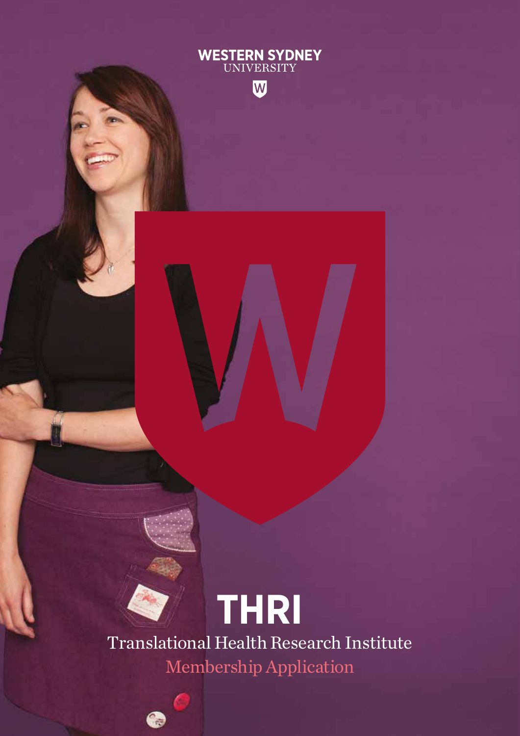WESTERN SYDNEY UNIVERSITY

# THRI

## Translational Health Research Institute

### Membership Application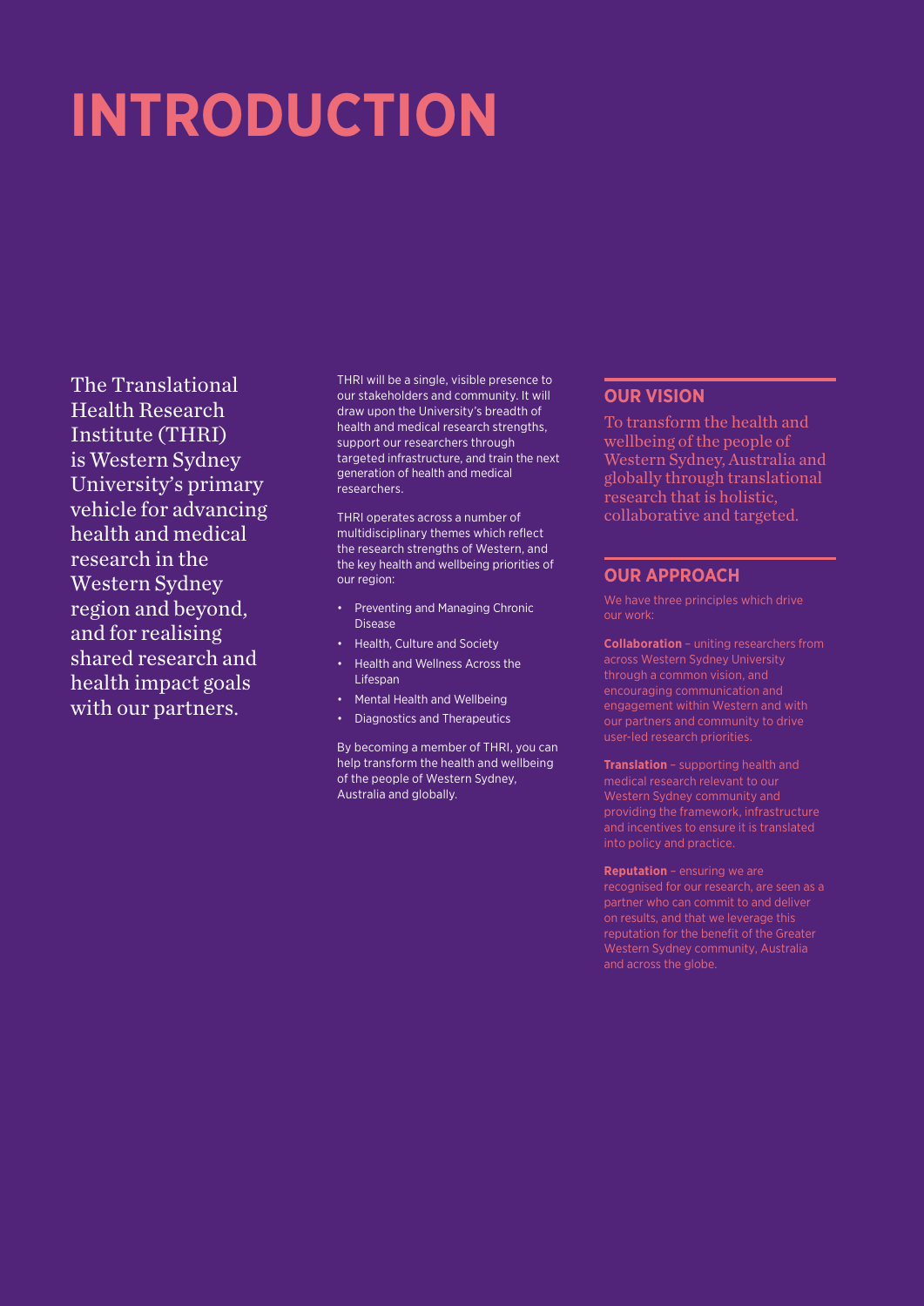# INTRODUCTION

The Translational Health Research Institute (THRI) is Western Sydney University's primary vehicle for advancing health and medical research in the Western Sydney region and beyond, and for realising shared research and health impact goals with our partners.

THRI will be a single, visible presence to our stakeholders and community. It will draw upon the University's breadth of health and medical research strengths, support our researchers through targeted infrastructure, and train the next generation of health and medical researchers.

THRI operates across a number of multidisciplinary themes which reflect the research strengths of Western, and the key health and wellbeing priorities of our region:

- Preventing and Managing Chronic Disease
- Health, Culture and Society
- Health and Wellness Across the Lifespan
- Mental Health and Wellbeing
- Diagnostics and Therapeutics

By becoming a member of THRI, you can help transform the health and wellbeing of the people of Western Sydney, Australia and globally.

## OUR VISION

To transform the health and wellbeing of the people of Western Sydney, Australia and globally through translational research that is holistic, collaborative and targeted.

## OUR APPROACH

We have three principles which drive our work:

**Collaboration** – uniting researchers from across Western Sydney University through a common vision, and encouraging communication and engagement within Western and with our partners and community to drive user-led research priorities.

**Translation** – supporting health and medical research relevant to our Western Sydney community and providing the framework, infrastructure and incentives to ensure it is translated into policy and practice.

**Reputation** – ensuring we are recognised for our research, are seen as a partner who can commit to and deliver on results, and that we leverage this reputation for the benefit of the Greater Western Sydney community, Australia and across the globe.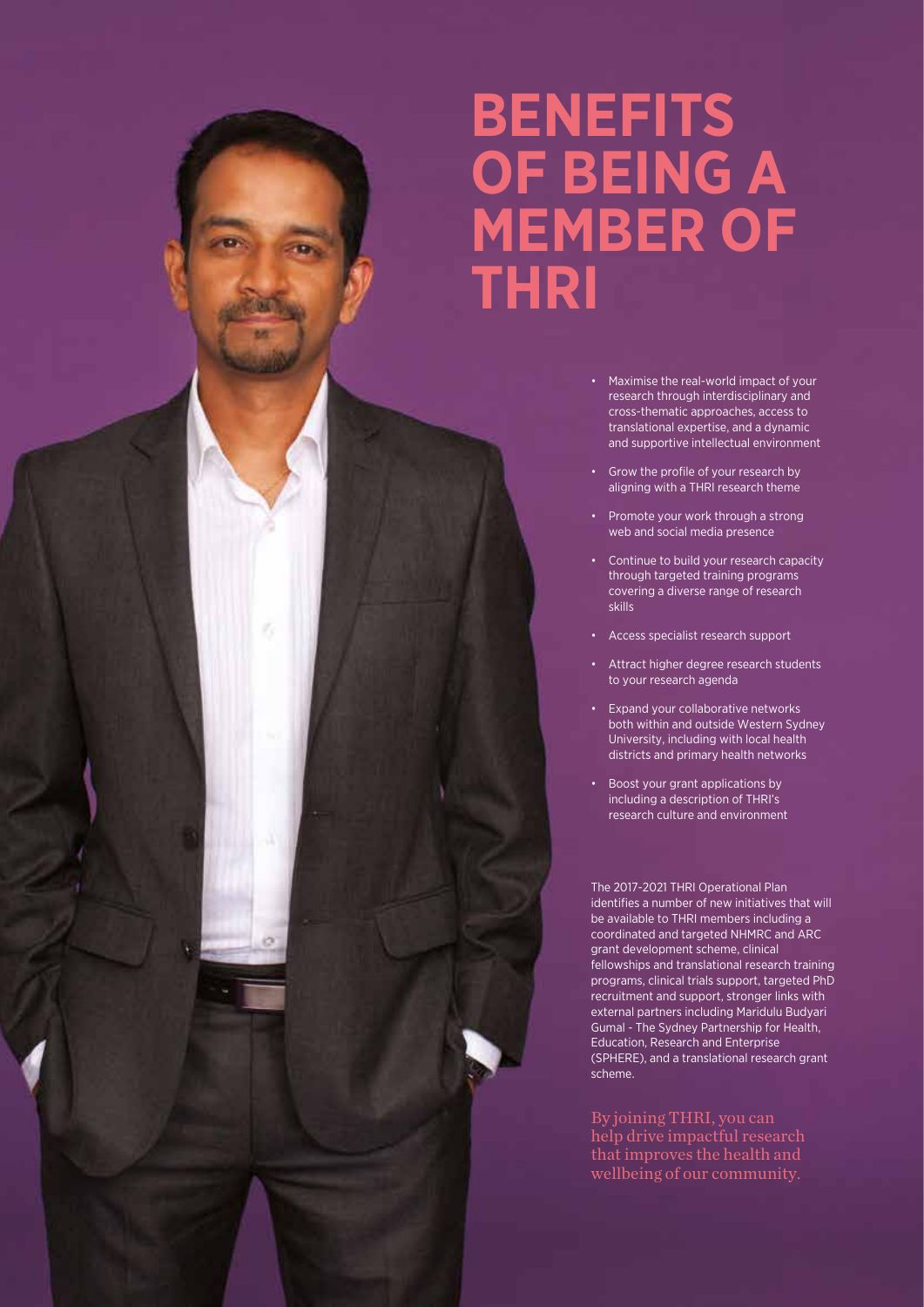# BENEFITS OF BEING A MEMBER OF THRI

- Maximise the real-world impact of your research through interdisciplinary and cross-thematic approaches, access to translational expertise, and a dynamic and supportive intellectual environment
- Grow the profile of your research by aligning with a THRI research theme
- Promote your work through a strong web and social media presence
- Continue to build your research capacity through targeted training programs covering a diverse range of research skills
- Access specialist research support
- Attract higher degree research students to your research agenda
- Expand your collaborative networks both within and outside Western Sydney University, including with local health districts and primary health networks
- Boost your grant applications by including a description of THRI's research culture and environment

The 2017-2021 THRI Operational Plan identifies a number of new initiatives that will be available to THRI members including a coordinated and targeted NHMRC and ARC grant development scheme, clinical fellowships and translational research training programs, clinical trials support, targeted PhD recruitment and support, stronger links with external partners including Maridulu Budyari Gumal - The Sydney Partnership for Health, Education, Research and Enterprise (SPHERE), and a translational research grant scheme.

By joining THRI, you can help drive impactful research that improves the health and wellbeing of our community.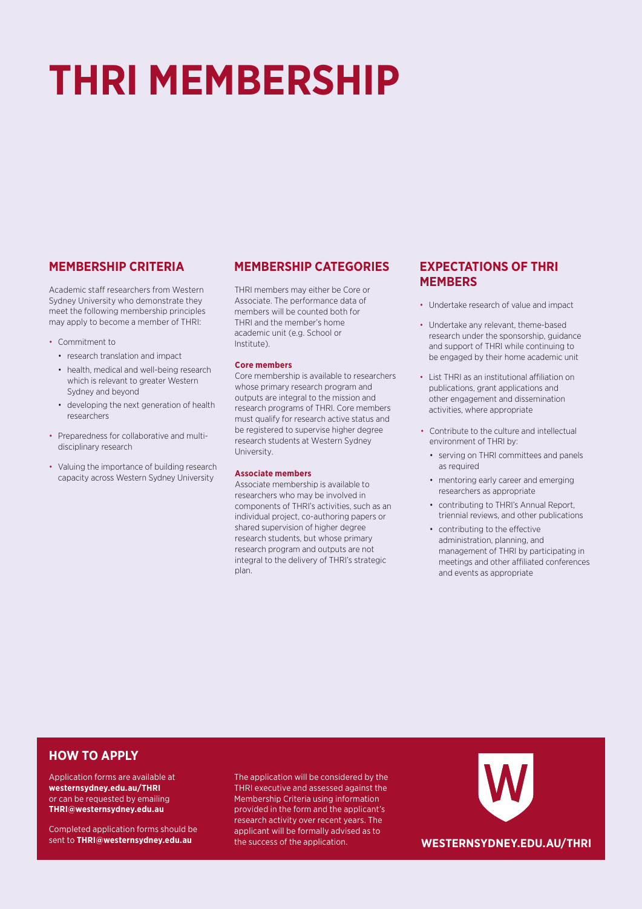# THRI MEMBERSHIP

## MEMBERSHIP CRITERIA

Academic staff researchers from Western Sydney University who demonstrate they meet the following membership principles may apply to become a member of THRI:

- Commitment to
  - research translation and impact
  - health, medical and well-being research which is relevant to greater Western Sydney and beyond
  - developing the next generation of health researchers
- Preparedness for collaborative and multi-disciplinary research
- Valuing the importance of building research capacity across Western Sydney University

## MEMBERSHIP CATEGORIES

THRI members may either be Core or Associate. The performance data of members will be counted both for THRI and the member's home academic unit (e.g. School or Institute).

**Core members**

Core membership is available to researchers whose primary research program and outputs are integral to the mission and research programs of THRI. Core members must qualify for research active status and be registered to supervise higher degree research students at Western Sydney University.

**Associate members**

Associate membership is available to researchers who may be involved in components of THRI's activities, such as an individual project, co-authoring papers or shared supervision of higher degree research students, but whose primary research program and outputs are not integral to the delivery of THRI's strategic plan.

## EXPECTATIONS OF THRI MEMBERS

- Undertake research of value and impact
- Undertake any relevant, theme-based research under the sponsorship, guidance and support of THRI while continuing to be engaged by their home academic unit
- List THRI as an institutional affiliation on publications, grant applications and other engagement and dissemination activities, where appropriate
- Contribute to the culture and intellectual environment of THRI by:
  - serving on THRI committees and panels as required
  - mentoring early career and emerging researchers as appropriate
  - contributing to THRI's Annual Report, triennial reviews, and other publications
  - contributing to the effective administration, planning, and management of THRI by participating in meetings and other affiliated conferences and events as appropriate

## HOW TO APPLY

Application forms are available at **westernsydney.edu.au/THRI** or can be requested by emailing **THRI@westernsydney.edu.au**

Completed application forms should be sent to **THRI@westernsydney.edu.au**

The application will be considered by the THRI executive and assessed against the Membership Criteria using information provided in the form and the applicant's research activity over recent years. The applicant will be formally advised as to the success of the application.

**WESTERNSYDNEY.EDU.AU/THRI**